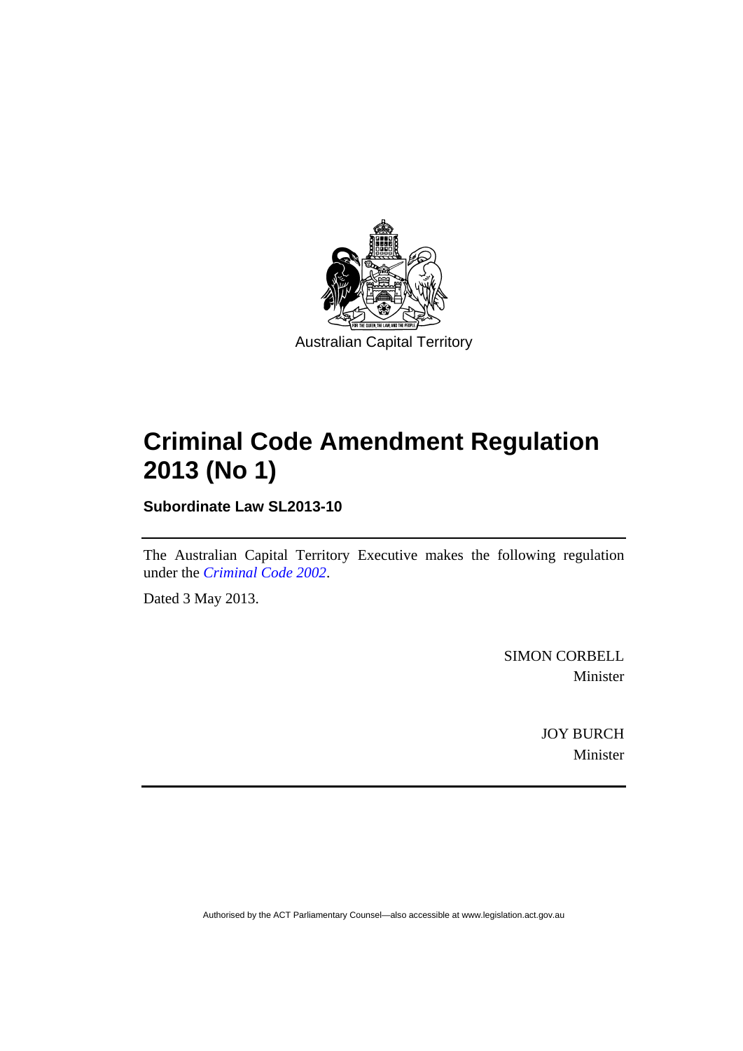Australian Capital Territory

# Criminal Code Amendment Regulation 2013 (No 1)

**Subordinate Law SL2013-10**

The Australian Capital Territory Executive makes the following regulation under the *Criminal Code 2002*.

Dated 3 May 2013.

SIMON CORBELL
Minister

JOY BURCH
Minister

Authorised by the ACT Parliamentary Counsel—also accessible at www.legislation.act.gov.au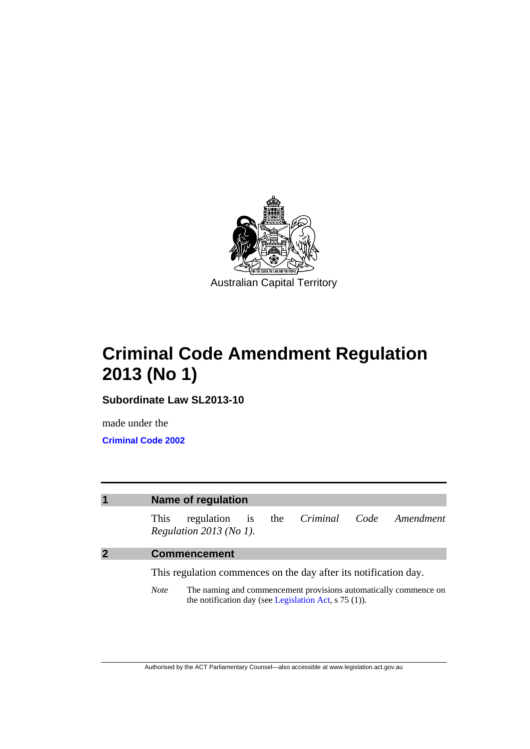Australian Capital Territory

# Criminal Code Amendment Regulation 2013 (No 1)

**Subordinate Law SL2013-10**

made under the

**Criminal Code 2002**

## 1 Name of regulation

This regulation is the *Criminal Code Amendment Regulation 2013 (No 1)*.

## 2 Commencement

This regulation commences on the day after its notification day.

*Note* The naming and commencement provisions automatically commence on the notification day (see Legislation Act, s 75 (1)).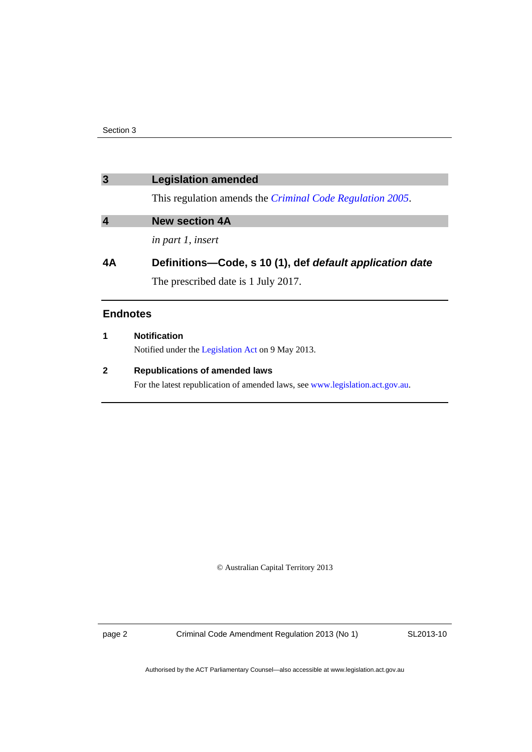## 3 Legislation amended

This regulation amends the *Criminal Code Regulation 2005*.

## 4 New section 4A

*in part 1, insert*

### 4A Definitions—Code, s 10 (1), def *default application date*

The prescribed date is 1 July 2017.

## Endnotes

### 1 Notification

Notified under the Legislation Act on 9 May 2013.

### 2 Republications of amended laws

For the latest republication of amended laws, see www.legislation.act.gov.au.

© Australian Capital Territory 2013